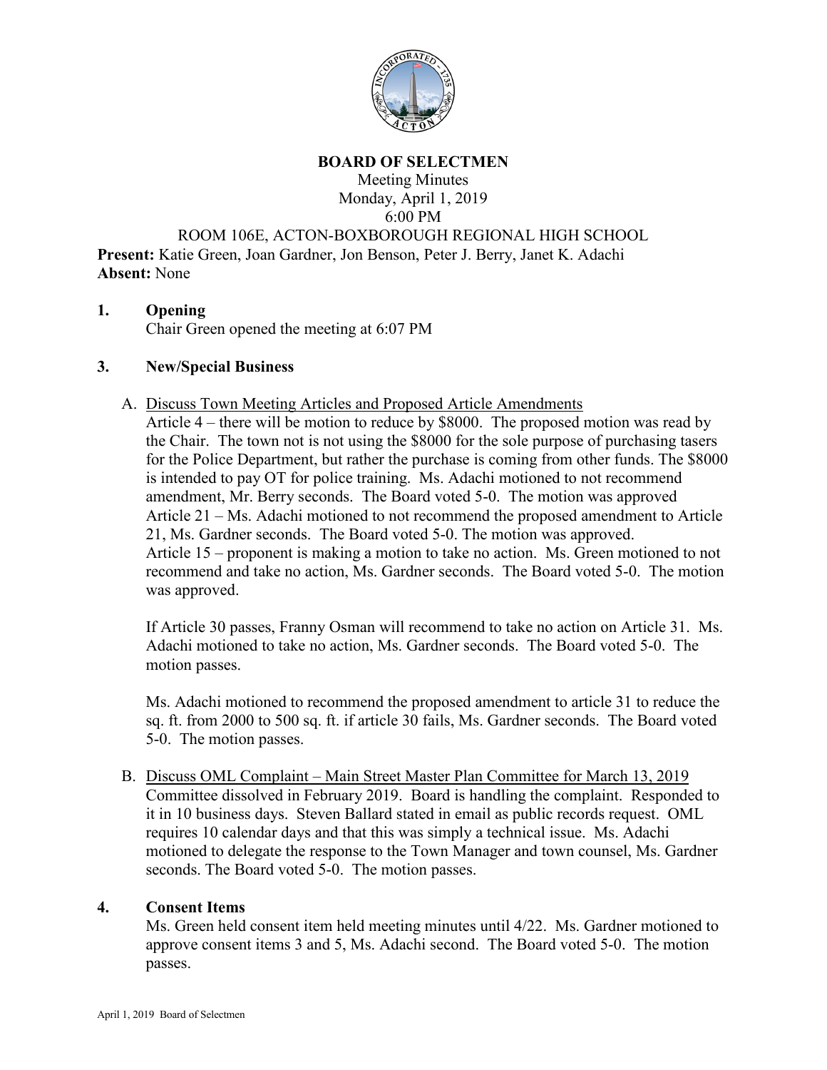# BOARD OF SELECTMEN

Meeting Minutes
Monday, April 1, 2019
6:00 PM
ROOM 106E, ACTON-BOXBOROUGH REGIONAL HIGH SCHOOL

**Present:** Katie Green, Joan Gardner, Jon Benson, Peter J. Berry, Janet K. Adachi
**Absent:** None

## 1. Opening

Chair Green opened the meeting at 6:07 PM

## 3. New/Special Business

A. Discuss Town Meeting Articles and Proposed Article Amendments

Article 4 – there will be motion to reduce by $8000. The proposed motion was read by the Chair. The town not is not using the $8000 for the sole purpose of purchasing tasers for the Police Department, but rather the purchase is coming from other funds. The $8000 is intended to pay OT for police training. Ms. Adachi motioned to not recommend amendment, Mr. Berry seconds. The Board voted 5-0. The motion was approved

Article 21 – Ms. Adachi motioned to not recommend the proposed amendment to Article 21, Ms. Gardner seconds. The Board voted 5-0. The motion was approved.

Article 15 – proponent is making a motion to take no action. Ms. Green motioned to not recommend and take no action, Ms. Gardner seconds. The Board voted 5-0. The motion was approved.

If Article 30 passes, Franny Osman will recommend to take no action on Article 31. Ms. Adachi motioned to take no action, Ms. Gardner seconds. The Board voted 5-0. The motion passes.

Ms. Adachi motioned to recommend the proposed amendment to article 31 to reduce the sq. ft. from 2000 to 500 sq. ft. if article 30 fails, Ms. Gardner seconds. The Board voted 5-0. The motion passes.

B. Discuss OML Complaint – Main Street Master Plan Committee for March 13, 2019

Committee dissolved in February 2019. Board is handling the complaint. Responded to it in 10 business days. Steven Ballard stated in email as public records request. OML requires 10 calendar days and that this was simply a technical issue. Ms. Adachi motioned to delegate the response to the Town Manager and town counsel, Ms. Gardner seconds. The Board voted 5-0. The motion passes.

## 4. Consent Items

Ms. Green held consent item held meeting minutes until 4/22. Ms. Gardner motioned to approve consent items 3 and 5, Ms. Adachi second. The Board voted 5-0. The motion passes.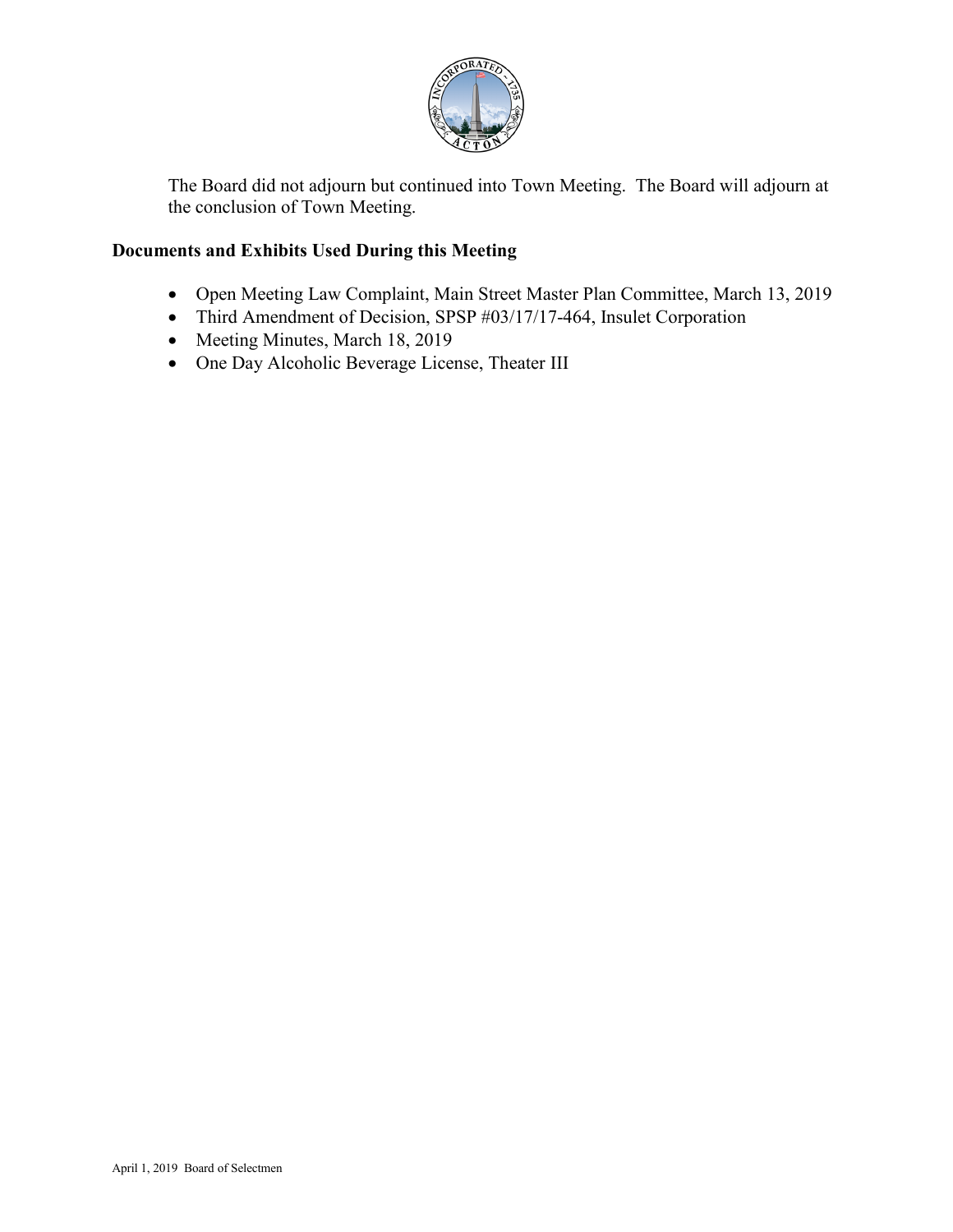The Board did not adjourn but continued into Town Meeting. The Board will adjourn at the conclusion of Town Meeting.

**Documents and Exhibits Used During this Meeting**

- Open Meeting Law Complaint, Main Street Master Plan Committee, March 13, 2019
- Third Amendment of Decision, SPSP #03/17/17-464, Insulet Corporation
- Meeting Minutes, March 18, 2019
- One Day Alcoholic Beverage License, Theater III